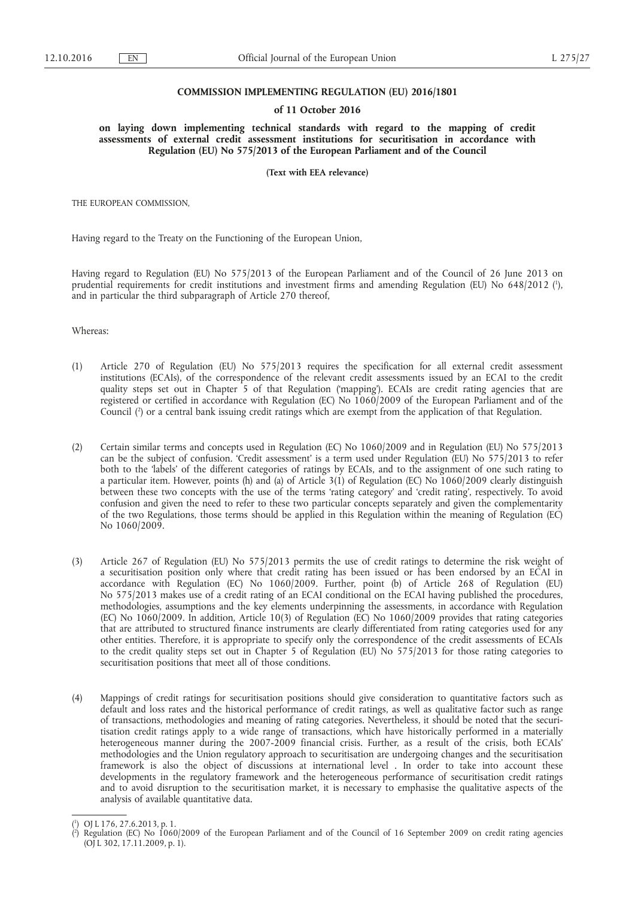**COMMISSION IMPLEMENTING REGULATION (EU) 2016/1801**

**of 11 October 2016**

**on laying down implementing technical standards with regard to the mapping of credit assessments of external credit assessment institutions for securitisation in accordance with Regulation (EU) No 575/2013 of the European Parliament and of the Council**

**(Text with EEA relevance)**

THE EUROPEAN COMMISSION,

Having regard to the Treaty on the Functioning of the European Union,

Having regard to Regulation (EU) No 575/2013 of the European Parliament and of the Council of 26 June 2013 on prudential requirements for credit institutions and investment firms and amending Regulation (EU) No 648/2012 [1], and in particular the third subparagraph of Article 270 thereof,

Whereas:

(1) Article 270 of Regulation (EU) No 575/2013 requires the specification for all external credit assessment institutions (ECAIs), of the correspondence of the relevant credit assessments issued by an ECAI to the credit quality steps set out in Chapter 5 of that Regulation ('mapping'). ECAIs are credit rating agencies that are registered or certified in accordance with Regulation (EC) No 1060/2009 of the European Parliament and of the Council [2] or a central bank issuing credit ratings which are exempt from the application of that Regulation.

(2) Certain similar terms and concepts used in Regulation (EC) No 1060/2009 and in Regulation (EU) No 575/2013 can be the subject of confusion. 'Credit assessment' is a term used under Regulation (EU) No 575/2013 to refer both to the 'labels' of the different categories of ratings by ECAIs, and to the assignment of one such rating to a particular item. However, points (h) and (a) of Article 3(1) of Regulation (EC) No 1060/2009 clearly distinguish between these two concepts with the use of the terms 'rating category' and 'credit rating', respectively. To avoid confusion and given the need to refer to these two particular concepts separately and given the complementarity of the two Regulations, those terms should be applied in this Regulation within the meaning of Regulation (EC) No 1060/2009.

(3) Article 267 of Regulation (EU) No 575/2013 permits the use of credit ratings to determine the risk weight of a securitisation position only where that credit rating has been issued or has been endorsed by an ECAI in accordance with Regulation (EC) No 1060/2009. Further, point (b) of Article 268 of Regulation (EU) No 575/2013 makes use of a credit rating of an ECAI conditional on the ECAI having published the procedures, methodologies, assumptions and the key elements underpinning the assessments, in accordance with Regulation (EC) No 1060/2009. In addition, Article 10(3) of Regulation (EC) No 1060/2009 provides that rating categories that are attributed to structured finance instruments are clearly differentiated from rating categories used for any other entities. Therefore, it is appropriate to specify only the correspondence of the credit assessments of ECAIs to the credit quality steps set out in Chapter 5 of Regulation (EU) No 575/2013 for those rating categories to securitisation positions that meet all of those conditions.

(4) Mappings of credit ratings for securitisation positions should give consideration to quantitative factors such as default and loss rates and the historical performance of credit ratings, as well as qualitative factor such as range of transactions, methodologies and meaning of rating categories. Nevertheless, it should be noted that the securitisation credit ratings apply to a wide range of transactions, which have historically performed in a materially heterogeneous manner during the 2007-2009 financial crisis. Further, as a result of the crisis, both ECAIs' methodologies and the Union regulatory approach to securitisation are undergoing changes and the securitisation framework is also the object of discussions at international level . In order to take into account these developments in the regulatory framework and the heterogeneous performance of securitisation credit ratings and to avoid disruption to the securitisation market, it is necessary to emphasise the qualitative aspects of the analysis of available quantitative data.

[1] OJ L 176, 27.6.2013, p. 1.

[2] Regulation (EC) No 1060/2009 of the European Parliament and of the Council of 16 September 2009 on credit rating agencies (OJ L 302, 17.11.2009, p. 1).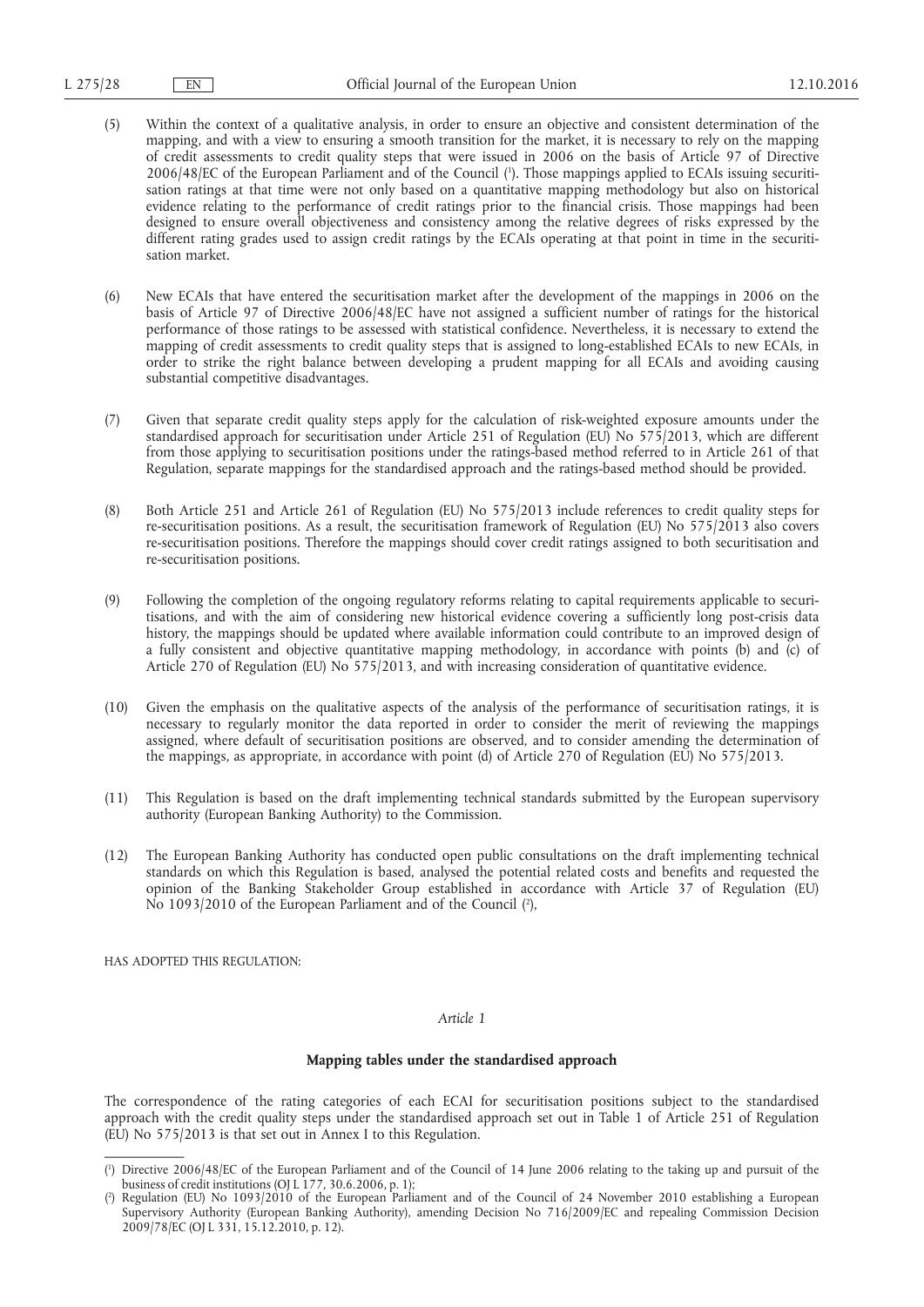(5) Within the context of a qualitative analysis, in order to ensure an objective and consistent determination of the mapping, and with a view to ensuring a smooth transition for the market, it is necessary to rely on the mapping of credit assessments to credit quality steps that were issued in 2006 on the basis of Article 97 of Directive 2006/48/EC of the European Parliament and of the Council [1]. Those mappings applied to ECAIs issuing securitisation ratings at that time were not only based on a quantitative mapping methodology but also on historical evidence relating to the performance of credit ratings prior to the financial crisis. Those mappings had been designed to ensure overall objectiveness and consistency among the relative degrees of risks expressed by the different rating grades used to assign credit ratings by the ECAIs operating at that point in time in the securitisation market.

(6) New ECAIs that have entered the securitisation market after the development of the mappings in 2006 on the basis of Article 97 of Directive 2006/48/EC have not assigned a sufficient number of ratings for the historical performance of those ratings to be assessed with statistical confidence. Nevertheless, it is necessary to extend the mapping of credit assessments to credit quality steps that is assigned to long-established ECAIs to new ECAIs, in order to strike the right balance between developing a prudent mapping for all ECAIs and avoiding causing substantial competitive disadvantages.

(7) Given that separate credit quality steps apply for the calculation of risk-weighted exposure amounts under the standardised approach for securitisation under Article 251 of Regulation (EU) No 575/2013, which are different from those applying to securitisation positions under the ratings-based method referred to in Article 261 of that Regulation, separate mappings for the standardised approach and the ratings-based method should be provided.

(8) Both Article 251 and Article 261 of Regulation (EU) No 575/2013 include references to credit quality steps for re-securitisation positions. As a result, the securitisation framework of Regulation (EU) No 575/2013 also covers re-securitisation positions. Therefore the mappings should cover credit ratings assigned to both securitisation and re-securitisation positions.

(9) Following the completion of the ongoing regulatory reforms relating to capital requirements applicable to securitisations, and with the aim of considering new historical evidence covering a sufficiently long post-crisis data history, the mappings should be updated where available information could contribute to an improved design of a fully consistent and objective quantitative mapping methodology, in accordance with points (b) and (c) of Article 270 of Regulation (EU) No 575/2013, and with increasing consideration of quantitative evidence.

(10) Given the emphasis on the qualitative aspects of the analysis of the performance of securitisation ratings, it is necessary to regularly monitor the data reported in order to consider the merit of reviewing the mappings assigned, where default of securitisation positions are observed, and to consider amending the determination of the mappings, as appropriate, in accordance with point (d) of Article 270 of Regulation (EU) No 575/2013.

(11) This Regulation is based on the draft implementing technical standards submitted by the European supervisory authority (European Banking Authority) to the Commission.

(12) The European Banking Authority has conducted open public consultations on the draft implementing technical standards on which this Regulation is based, analysed the potential related costs and benefits and requested the opinion of the Banking Stakeholder Group established in accordance with Article 37 of Regulation (EU) No 1093/2010 of the European Parliament and of the Council [2],

HAS ADOPTED THIS REGULATION:

*Article 1*

**Mapping tables under the standardised approach**

The correspondence of the rating categories of each ECAI for securitisation positions subject to the standardised approach with the credit quality steps under the standardised approach set out in Table 1 of Article 251 of Regulation (EU) No 575/2013 is that set out in Annex I to this Regulation.

---

[1] Directive 2006/48/EC of the European Parliament and of the Council of 14 June 2006 relating to the taking up and pursuit of the business of credit institutions (OJ L 177, 30.6.2006, p. 1);

[2] Regulation (EU) No 1093/2010 of the European Parliament and of the Council of 24 November 2010 establishing a European Supervisory Authority (European Banking Authority), amending Decision No 716/2009/EC and repealing Commission Decision 2009/78/EC (OJ L 331, 15.12.2010, p. 12).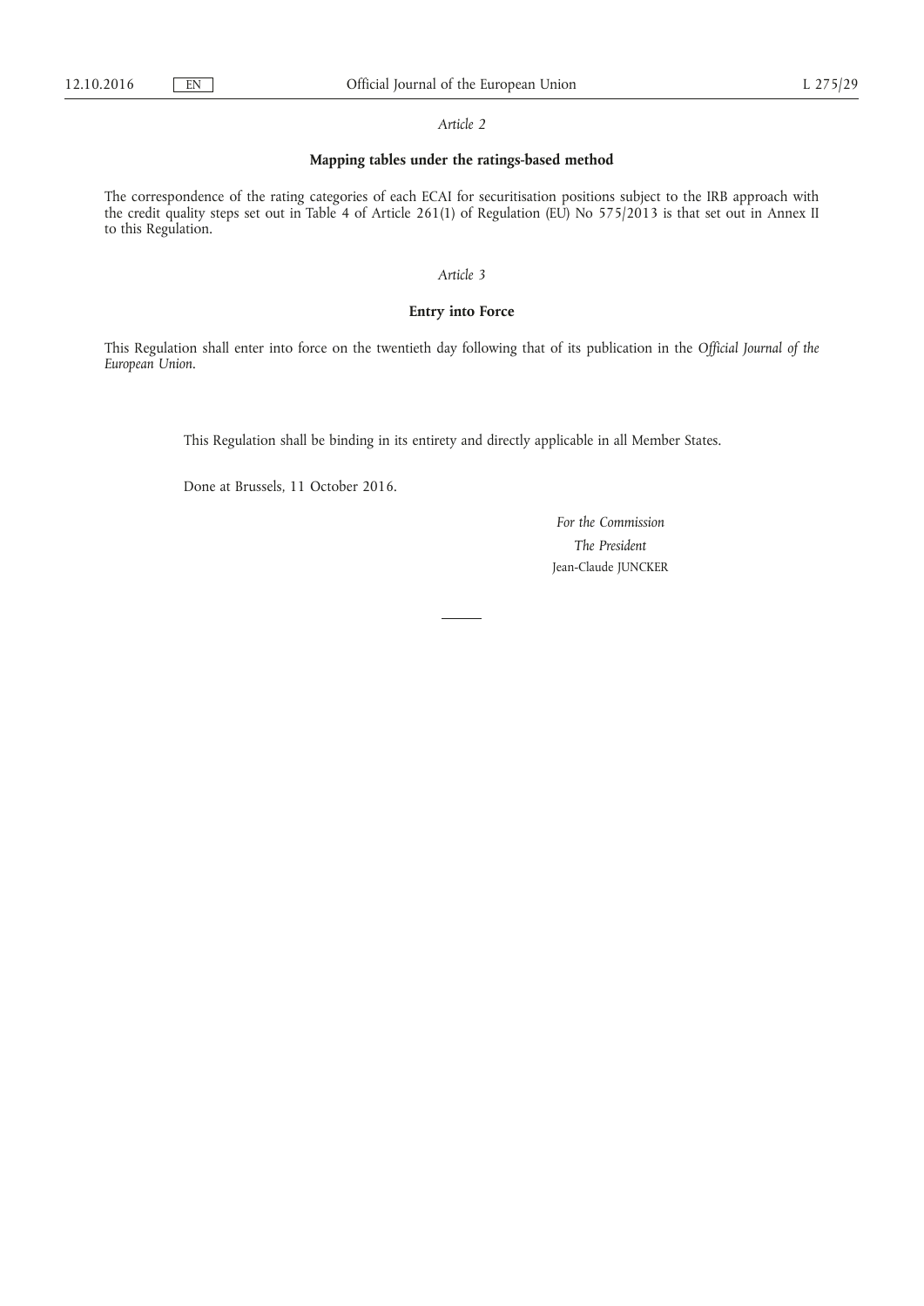*Article 2*

**Mapping tables under the ratings-based method**

The correspondence of the rating categories of each ECAI for securitisation positions subject to the IRB approach with the credit quality steps set out in Table 4 of Article 261(1) of Regulation (EU) No 575/2013 is that set out in Annex II to this Regulation.

*Article 3*

**Entry into Force**

This Regulation shall enter into force on the twentieth day following that of its publication in the *Official Journal of the European Union*.

This Regulation shall be binding in its entirety and directly applicable in all Member States.

Done at Brussels, 11 October 2016.

*For the Commission*

*The President*

Jean-Claude JUNCKER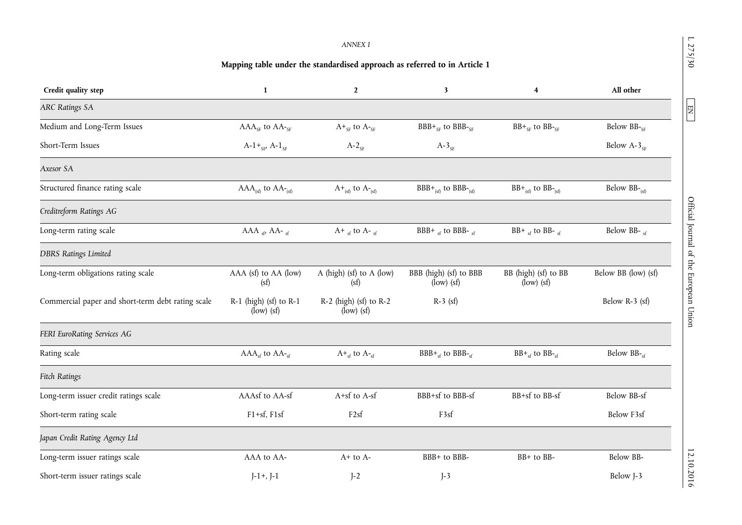*ANNEX I*

**Mapping table under the standardised approach as referred to in Article 1**

| Credit quality step | 1 | 2 | 3 | 4 | All other |
|---|---|---|---|---|---|
| *ARC Ratings SA* | | | | | |
| Medium and Long-Term Issues | $AAA_{SF}$ to $AA\text{-}_{SF}$ | $A+_{SF}$ to $A\text{-}_{SF}$ | $BBB+_{SF}$ to $BBB\text{-}_{SF}$ | $BB+_{SF}$ to $BB\text{-}_{SF}$ | Below $BB\text{-}_{SF}$ |
| Short-Term Issues | $A\text{-}1+_{SF}$, $A\text{-}1_{SF}$ | $A\text{-}2_{SF}$ | $A\text{-}3_{SF}$ | | Below $A\text{-}3_{SF}$ |
| *Axesor SA* | | | | | |
| Structured finance rating scale | $AAA_{(sf)}$ to $AA\text{-}_{(sf)}$ | $A+_{(sf)}$ to $A\text{-}_{(sf)}$ | $BBB+_{(sf)}$ to $BBB\text{-}_{(sf)}$ | $BB+_{(sf)}$ to $BB\text{-}_{(sf)}$ | Below $BB\text{-}_{(sf)}$ |
| *Creditreform Ratings AG* | | | | | |
| Long-term rating scale | $AAA_{sf}$, $AA\text{-}_{sf}$ | $A+_{sf}$ to $A\text{-}_{sf}$ | $BBB+_{sf}$ to $BBB\text{-}_{sf}$ | $BB+_{sf}$ to $BB\text{-}_{sf}$ | Below $BB\text{-}_{sf}$ |
| *DBRS Ratings Limited* | | | | | |
| Long-term obligations rating scale | AAA (sf) to AA (low) (sf) | A (high) (sf) to A (low) (sf) | BBB (high) (sf) to BBB (low) (sf) | BB (high) (sf) to BB (low) (sf) | Below BB (low) (sf) |
| Commercial paper and short-term debt rating scale | R-1 (high) (sf) to R-1 (low) (sf) | R-2 (high) (sf) to R-2 (low) (sf) | R-3 (sf) | | Below R-3 (sf) |
| *FERI EuroRating Services AG* | | | | | |
| Rating scale | $AAA_{sf}$ to $AA\text{-}_{sf}$ | $A+_{sf}$ to $A\text{-}_{sf}$ | $BBB+_{sf}$ to $BBB\text{-}_{sf}$ | $BB+_{sf}$ to $BB\text{-}_{sf}$ | Below $BB\text{-}_{sf}$ |
| *Fitch Ratings* | | | | | |
| Long-term issuer credit ratings scale | AAAsf to AA-sf | A+sf to A-sf | BBB+sf to BBB-sf | BB+sf to BB-sf | Below BB-sf |
| Short-term rating scale | F1+sf, F1sf | F2sf | F3sf | | Below F3sf |
| *Japan Credit Rating Agency Ltd* | | | | | |
| Long-term issuer ratings scale | AAA to AA- | A+ to A- | BBB+ to BBB- | BB+ to BB- | Below BB- |
| Short-term issuer ratings scale | J-1+, J-1 | J-2 | J-3 | | Below J-3 |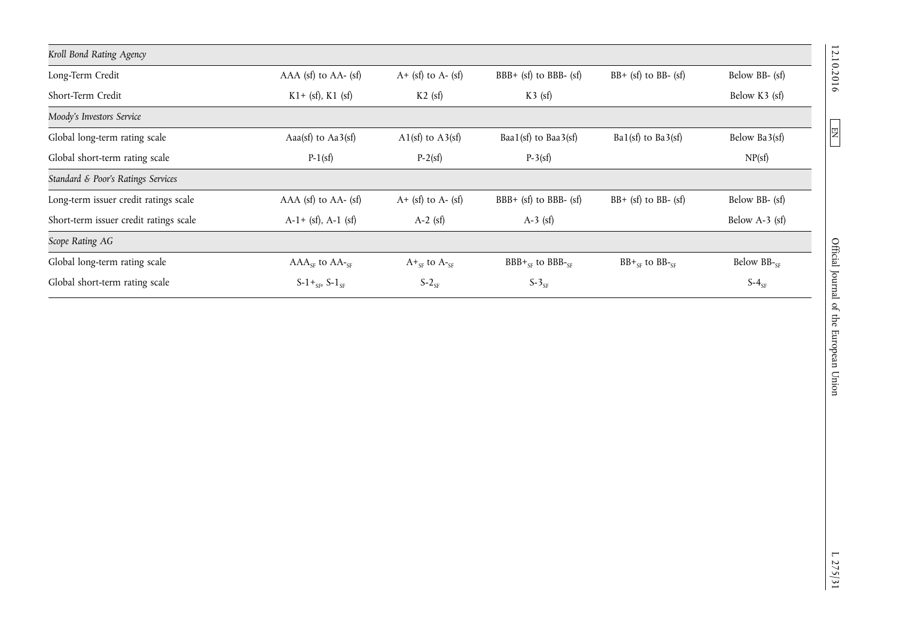| | | | | | |
|---|---|---|---|---|---|
| *Kroll Bond Rating Agency* | | | | | |
| Long-Term Credit | AAA (sf) to AA- (sf) | A+ (sf) to A- (sf) | BBB+ (sf) to BBB- (sf) | BB+ (sf) to BB- (sf) | Below BB- (sf) |
| Short-Term Credit | K1+ (sf), K1 (sf) | K2 (sf) | K3 (sf) | | Below K3 (sf) |
| *Moody's Investors Service* | | | | | |
| Global long-term rating scale | Aaa(sf) to Aa3(sf) | A1(sf) to A3(sf) | Baa1(sf) to Baa3(sf) | Ba1(sf) to Ba3(sf) | Below Ba3(sf) |
| Global short-term rating scale | P-1(sf) | P-2(sf) | P-3(sf) | | NP(sf) |
| *Standard & Poor's Ratings Services* | | | | | |
| Long-term issuer credit ratings scale | AAA (sf) to AA- (sf) | A+ (sf) to A- (sf) | BBB+ (sf) to BBB- (sf) | BB+ (sf) to BB- (sf) | Below BB- (sf) |
| Short-term issuer credit ratings scale | A-1+ (sf), A-1 (sf) | A-2 (sf) | A-3 (sf) | | Below A-3 (sf) |
| *Scope Rating AG* | | | | | |
| Global long-term rating scale | $AAA_{SF}$ to $AA-_{SF}$ | $A+_{SF}$ to $A-_{SF}$ | $BBB+_{SF}$ to $BBB-_{SF}$ | $BB+_{SF}$ to $BB-_{SF}$ | Below $BB-_{SF}$ |
| Global short-term rating scale | $S\text{-}1+_{SF}$, $S\text{-}1_{SF}$ | $S\text{-}2_{SF}$ | $S\text{-}3_{SF}$ | | $S\text{-}4_{SF}$ |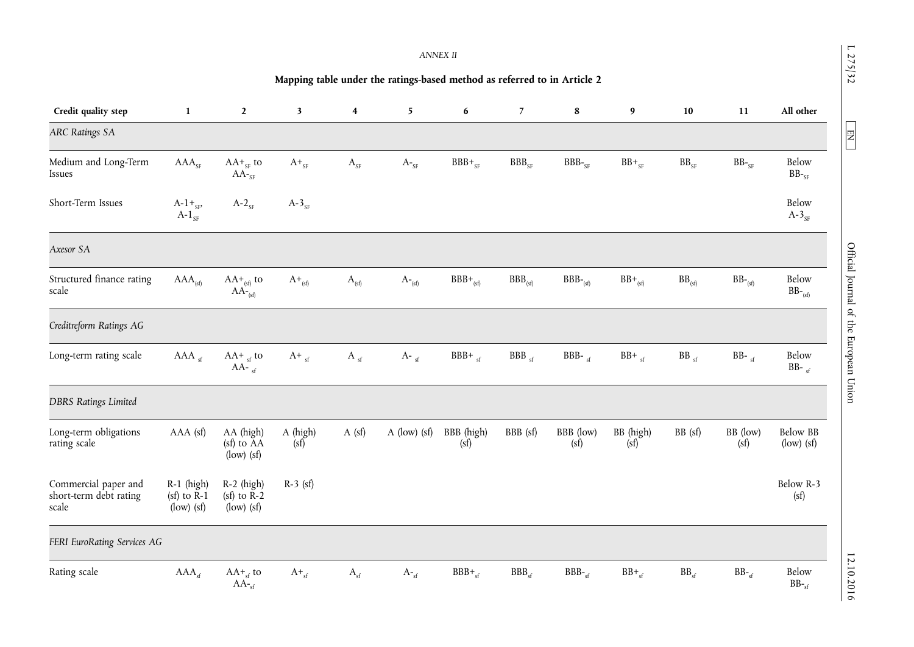*ANNEX II*

## Mapping table under the ratings-based method as referred to in Article 2

| Credit quality step | 1 | 2 | 3 | 4 | 5 | 6 | 7 | 8 | 9 | 10 | 11 | All other |
|---|---|---|---|---|---|---|---|---|---|---|---|---|
| *ARC Ratings SA* | | | | | | | | | | | | |
| Medium and Long-Term Issues | $AAA_{SF}$ | $AA+_{SF}$ to $AA-_{SF}$ | $A+_{SF}$ | $A_{SF}$ | $A-_{SF}$ | $BBB+_{SF}$ | $BBB_{SF}$ | $BBB-_{SF}$ | $BB+_{SF}$ | $BB_{SF}$ | $BB-_{SF}$ | Below $BB-_{SF}$ |
| Short-Term Issues | $A\text{-}1+_{SF}$, $A\text{-}1_{SF}$ | $A\text{-}2_{SF}$ | $A\text{-}3_{SF}$ | | | | | | | | | Below $A\text{-}3_{SF}$ |
| *Axesor SA* | | | | | | | | | | | | |
| Structured finance rating scale | $AAA_{(sf)}$ | $AA+_{(sf)}$ to $AA-_{(sf)}$ | $A+_{(sf)}$ | $A_{(sf)}$ | $A-_{(sf)}$ | $BBB+_{(sf)}$ | $BBB_{(sf)}$ | $BBB-_{(sf)}$ | $BB+_{(sf)}$ | $BB_{(sf)}$ | $BB-_{(sf)}$ | Below $BB-_{(sf)}$ |
| *Creditreform Ratings AG* | | | | | | | | | | | | |
| Long-term rating scale | $AAA_{sf}$ | $AA+_{sf}$ to $AA-_{sf}$ | $A+_{sf}$ | $A_{sf}$ | $A-_{sf}$ | $BBB+_{sf}$ | $BBB_{sf}$ | $BBB-_{sf}$ | $BB+_{sf}$ | $BB_{sf}$ | $BB-_{sf}$ | Below $BB-_{sf}$ |
| *DBRS Ratings Limited* | | | | | | | | | | | | |
| Long-term obligations rating scale | AAA (sf) | AA (high) (sf) to AA (low) (sf) | A (high) (sf) | A (sf) | A (low) (sf) | BBB (high) (sf) | BBB (sf) | BBB (low) (sf) | BB (high) (sf) | BB (sf) | BB (low) (sf) | Below BB (low) (sf) |
| Commercial paper and short-term debt rating scale | R-1 (high) (sf) to R-1 (low) (sf) | R-2 (high) (sf) to R-2 (low) (sf) | R-3 (sf) | | | | | | | | | Below R-3 (sf) |
| *FERI EuroRating Services AG* | | | | | | | | | | | | |
| Rating scale | $AAA_{sf}$ | $AA+_{sf}$ to $AA-_{sf}$ | $A+_{sf}$ | $A_{sf}$ | $A-_{sf}$ | $BBB+_{sf}$ | $BBB_{sf}$ | $BBB-_{sf}$ | $BB+_{sf}$ | $BB_{sf}$ | $BB-_{sf}$ | Below $BB-_{sf}$ |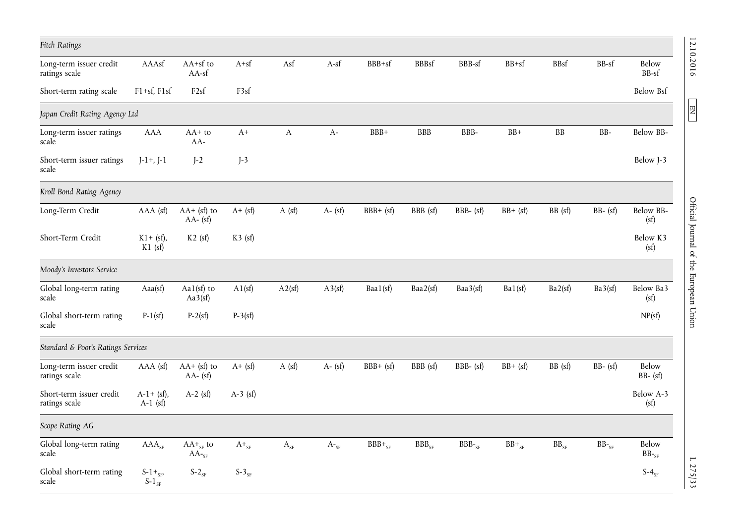| | | | | | | | | | | | | |
|---|---|---|---|---|---|---|---|---|---|---|---|---|
| *Fitch Ratings* | | | | | | | | | | | | |
| Long-term issuer credit ratings scale | AAAsf | AA+sf to AA-sf | A+sf | Asf | A-sf | BBB+sf | BBBsf | BBB-sf | BB+sf | BBsf | BB-sf | Below BB-sf |
| Short-term rating scale | F1+sf, F1sf | F2sf | F3sf | | | | | | | | | Below Bsf |
| *Japan Credit Rating Agency Ltd* | | | | | | | | | | | | |
| Long-term issuer ratings scale | AAA | AA+ to AA- | A+ | A | A- | BBB+ | BBB | BBB- | BB+ | BB | BB- | Below BB- |
| Short-term issuer ratings scale | J-1+, J-1 | J-2 | J-3 | | | | | | | | | Below J-3 |
| *Kroll Bond Rating Agency* | | | | | | | | | | | | |
| Long-Term Credit | AAA (sf) | AA+ (sf) to AA- (sf) | A+ (sf) | A (sf) | A- (sf) | BBB+ (sf) | BBB (sf) | BBB- (sf) | BB+ (sf) | BB (sf) | BB- (sf) | Below BB- (sf) |
| Short-Term Credit | K1+ (sf), K1 (sf) | K2 (sf) | K3 (sf) | | | | | | | | | Below K3 (sf) |
| *Moody's Investors Service* | | | | | | | | | | | | |
| Global long-term rating scale | Aaa(sf) | Aa1(sf) to Aa3(sf) | A1(sf) | A2(sf) | A3(sf) | Baa1(sf) | Baa2(sf) | Baa3(sf) | Ba1(sf) | Ba2(sf) | Ba3(sf) | Below Ba3 (sf) |
| Global short-term rating scale | P-1(sf) | P-2(sf) | P-3(sf) | | | | | | | | | NP(sf) |
| *Standard & Poor's Ratings Services* | | | | | | | | | | | | |
| Long-term issuer credit ratings scale | AAA (sf) | AA+ (sf) to AA- (sf) | A+ (sf) | A (sf) | A- (sf) | BBB+ (sf) | BBB (sf) | BBB- (sf) | BB+ (sf) | BB (sf) | BB- (sf) | Below BB- (sf) |
| Short-term issuer credit ratings scale | A-1+ (sf), A-1 (sf) | A-2 (sf) | A-3 (sf) | | | | | | | | | Below A-3 (sf) |
| *Scope Rating AG* | | | | | | | | | | | | |
| Global long-term rating scale | $AAA_{SF}$ | $AA+_{SF}$ to $AA-_{SF}$ | $A+_{SF}$ | $A_{SF}$ | $A-_{SF}$ | $BBB+_{SF}$ | $BBB_{SF}$ | $BBB-_{SF}$ | $BB+_{SF}$ | $BB_{SF}$ | $BB-_{SF}$ | Below $BB-_{SF}$ |
| Global short-term rating scale | $S\text{-}1+_{SF}$, $S\text{-}1_{SF}$ | $S\text{-}2_{SF}$ | $S\text{-}3_{SF}$ | | | | | | | | | $S\text{-}4_{SF}$ |